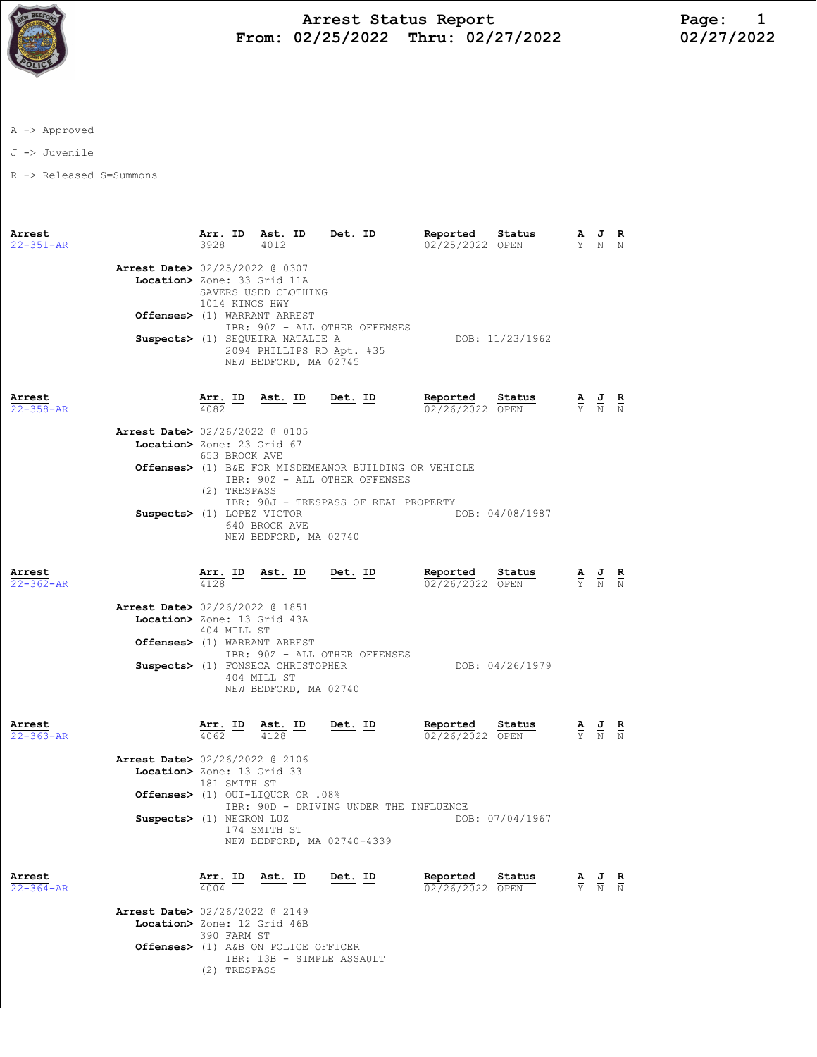# Arrest Status Report
## From: 02/25/2022 Thru: 02/27/2022

A -> Approved

J -> Juvenile

R -> Released S=Summons

| Arrest | Arr. ID | Ast. ID | Det. ID | Reported | Status | A | J | R |
|---|---|---|---|---|---|---|---|---|
| 22-351-AR | 3928 | 4012 | | 02/25/2022 | OPEN | Y | N | N |

**Arrest Date>** 02/25/2022 @ 0307
**Location>** Zone: 33 Grid 11A
SAVERS USED CLOTHING
1014 KINGS HWY
**Offenses>** (1) WARRANT ARREST
IBR: 90Z - ALL OTHER OFFENSES
**Suspects>** (1) SEQUEIRA NATALIE A DOB: 11/23/1962
2094 PHILLIPS RD Apt. #35
NEW BEDFORD, MA 02745

| Arrest | Arr. ID | Ast. ID | Det. ID | Reported | Status | A | J | R |
|---|---|---|---|---|---|---|---|---|
| 22-358-AR | 4082 | | | 02/26/2022 | OPEN | Y | N | N |

**Arrest Date>** 02/26/2022 @ 0105
**Location>** Zone: 23 Grid 67
653 BROCK AVE
**Offenses>** (1) B&E FOR MISDEMEANOR BUILDING OR VEHICLE
IBR: 90Z - ALL OTHER OFFENSES
(2) TRESPASS
IBR: 90J - TRESPASS OF REAL PROPERTY
**Suspects>** (1) LOPEZ VICTOR DOB: 04/08/1987
640 BROCK AVE
NEW BEDFORD, MA 02740

| Arrest | Arr. ID | Ast. ID | Det. ID | Reported | Status | A | J | R |
|---|---|---|---|---|---|---|---|---|
| 22-362-AR | 4128 | | | 02/26/2022 | OPEN | Y | N | N |

**Arrest Date>** 02/26/2022 @ 1851
**Location>** Zone: 13 Grid 43A
404 MILL ST
**Offenses>** (1) WARRANT ARREST
IBR: 90Z - ALL OTHER OFFENSES
**Suspects>** (1) FONSECA CHRISTOPHER DOB: 04/26/1979
404 MILL ST
NEW BEDFORD, MA 02740

| Arrest | Arr. ID | Ast. ID | Det. ID | Reported | Status | A | J | R |
|---|---|---|---|---|---|---|---|---|
| 22-363-AR | 4062 | 4128 | | 02/26/2022 | OPEN | Y | N | N |

**Arrest Date>** 02/26/2022 @ 2106
**Location>** Zone: 13 Grid 33
181 SMITH ST
**Offenses>** (1) OUI-LIQUOR OR .08%
IBR: 90D - DRIVING UNDER THE INFLUENCE
**Suspects>** (1) NEGRON LUZ DOB: 07/04/1967
174 SMITH ST
NEW BEDFORD, MA 02740-4339

| Arrest | Arr. ID | Ast. ID | Det. ID | Reported | Status | A | J | R |
|---|---|---|---|---|---|---|---|---|
| 22-364-AR | 4004 | | | 02/26/2022 | OPEN | Y | N | N |

**Arrest Date>** 02/26/2022 @ 2149
**Location>** Zone: 12 Grid 46B
390 FARM ST
**Offenses>** (1) A&B ON POLICE OFFICER
IBR: 13B - SIMPLE ASSAULT
(2) TRESPASS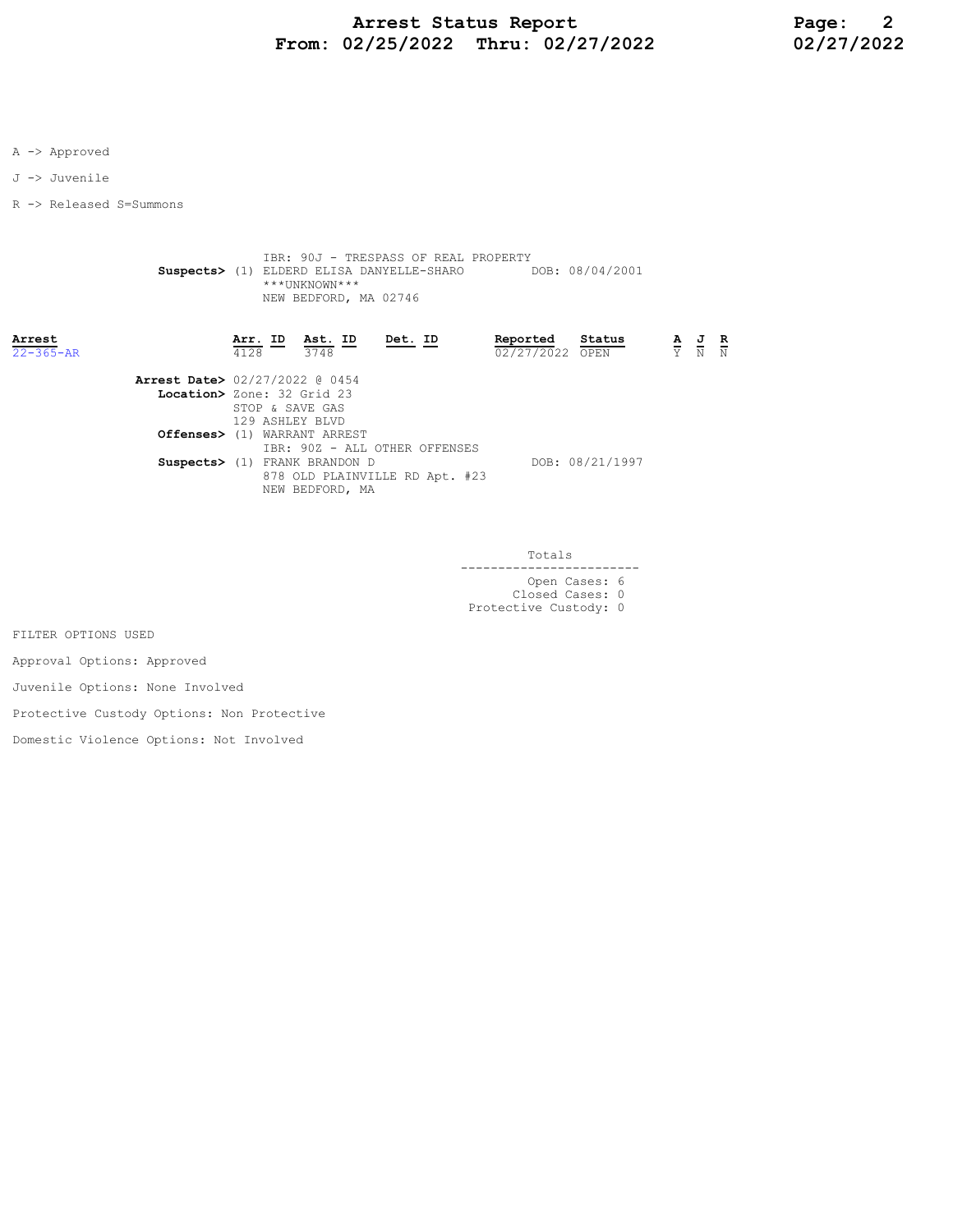A -> Approved

J -> Juvenile

R -> Released S=Summons

IBR: 90J - TRESPASS OF REAL PROPERTY
**Suspects>** (1) ELDERD ELISA DANYELLE-SHARO DOB: 08/04/2001
***UNKNOWN***
NEW BEDFORD, MA 02746

| Arrest | Arr. ID | Ast. ID | Det. ID | Reported | Status | A | J | R |
|---|---|---|---|---|---|---|---|---|
| 22-365-AR | 4128 | 3748 | | 02/27/2022 | OPEN | Y | N | N |

**Arrest Date>** 02/27/2022 @ 0454
**Location>** Zone: 32 Grid 23
STOP & SAVE GAS
129 ASHLEY BLVD
**Offenses>** (1) WARRANT ARREST
IBR: 90Z - ALL OTHER OFFENSES
**Suspects>** (1) FRANK BRANDON D DOB: 08/21/1997
878 OLD PLAINVILLE RD Apt. #23
NEW BEDFORD, MA

Totals
------------------------
Open Cases: 6
Closed Cases: 0
Protective Custody: 0

FILTER OPTIONS USED

Approval Options: Approved

Juvenile Options: None Involved

Protective Custody Options: Non Protective

Domestic Violence Options: Not Involved